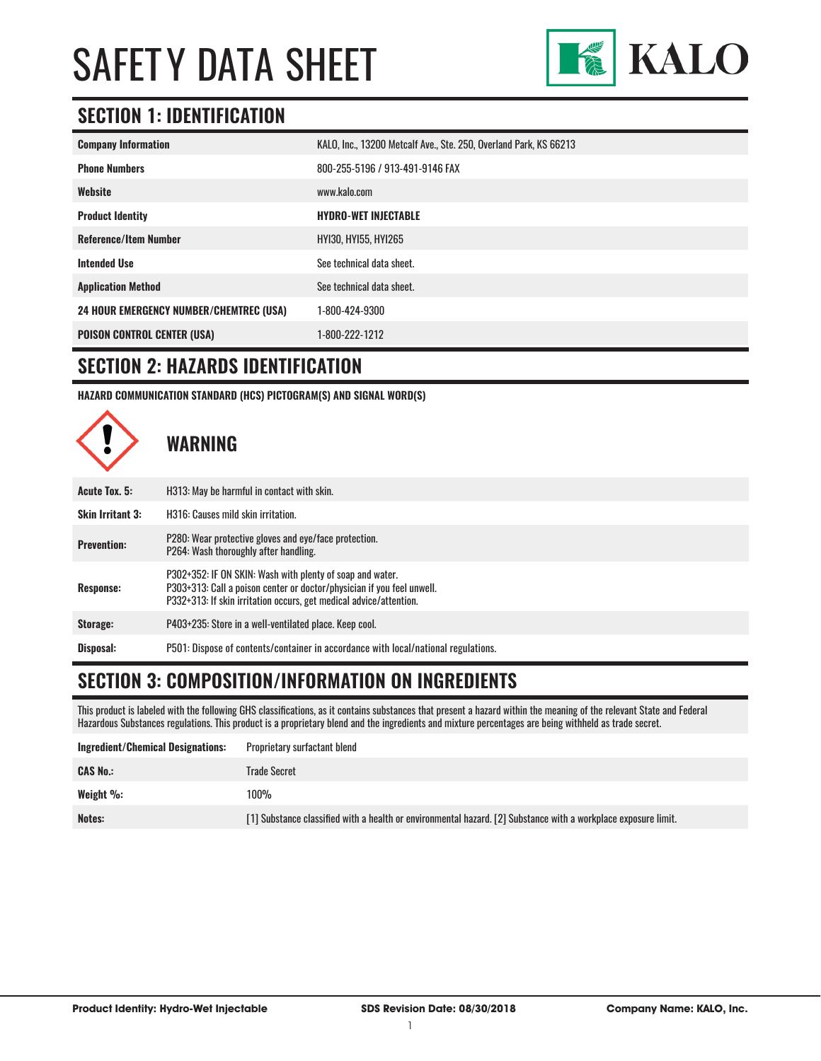# SAFETY DATA SHEET

KALO

## SECTION 1: IDENTIFICATION

| | |
|---|---|
| **Company Information** | KALO, Inc., 13200 Metcalf Ave., Ste. 250, Overland Park, KS 66213 |
| **Phone Numbers** | 800-255-5196 / 913-491-9146 FAX |
| **Website** | www.kalo.com |
| **Product Identity** | **HYDRO-WET INJECTABLE** |
| **Reference/Item Number** | HYI30, HYI55, HYI265 |
| **Intended Use** | See technical data sheet. |
| **Application Method** | See technical data sheet. |
| **24 HOUR EMERGENCY NUMBER/CHEMTREC (USA)** | 1-800-424-9300 |
| **POISON CONTROL CENTER (USA)** | 1-800-222-1212 |

## SECTION 2: HAZARDS IDENTIFICATION

**HAZARD COMMUNICATION STANDARD (HCS) PICTOGRAM(S) AND SIGNAL WORD(S)**

### WARNING

| | |
|---|---|
| **Acute Tox. 5:** | H313: May be harmful in contact with skin. |
| **Skin Irritant 3:** | H316: Causes mild skin irritation. |
| **Prevention:** | P280: Wear protective gloves and eye/face protection.<br>P264: Wash thoroughly after handling. |
| **Response:** | P302+352: IF ON SKIN: Wash with plenty of soap and water.<br>P303+313: Call a poison center or doctor/physician if you feel unwell.<br>P332+313: If skin irritation occurs, get medical advice/attention. |
| **Storage:** | P403+235: Store in a well-ventilated place. Keep cool. |
| **Disposal:** | P501: Dispose of contents/container in accordance with local/national regulations. |

## SECTION 3: COMPOSITION/INFORMATION ON INGREDIENTS

This product is labeled with the following GHS classifications, as it contains substances that present a hazard within the meaning of the relevant State and Federal Hazardous Substances regulations. This product is a proprietary blend and the ingredients and mixture percentages are being withheld as trade secret.

| | |
|---|---|
| **Ingredient/Chemical Designations:** | Proprietary surfactant blend |
| **CAS No.:** | Trade Secret |
| **Weight %:** | 100% |
| **Notes:** | [1] Substance classified with a health or environmental hazard. [2] Substance with a workplace exposure limit. |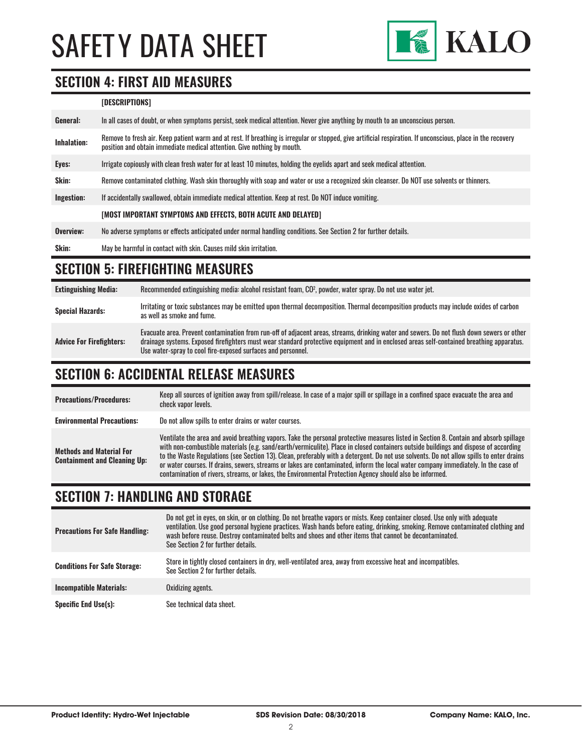# SAFETY DATA SHEET

## SECTION 4: FIRST AID MEASURES

| | [DESCRIPTIONS] |
|---|---|
| **General:** | In all cases of doubt, or when symptoms persist, seek medical attention. Never give anything by mouth to an unconscious person. |
| **Inhalation:** | Remove to fresh air. Keep patient warm and at rest. If breathing is irregular or stopped, give artificial respiration. If unconscious, place in the recovery position and obtain immediate medical attention. Give nothing by mouth. |
| **Eyes:** | Irrigate copiously with clean fresh water for at least 10 minutes, holding the eyelids apart and seek medical attention. |
| **Skin:** | Remove contaminated clothing. Wash skin thoroughly with soap and water or use a recognized skin cleanser. Do NOT use solvents or thinners. |
| **Ingestion:** | If accidentally swallowed, obtain immediate medical attention. Keep at rest. Do NOT induce vomiting. |
| | **[MOST IMPORTANT SYMPTOMS AND EFFECTS, BOTH ACUTE AND DELAYED]** |
| **Overview:** | No adverse symptoms or effects anticipated under normal handling conditions. See Section 2 for further details. |
| **Skin:** | May be harmful in contact with skin. Causes mild skin irritation. |

## SECTION 5: FIREFIGHTING MEASURES

| | |
|---|---|
| **Extinguishing Media:** | Recommended extinguishing media: alcohol resistant foam, $CO^2$, powder, water spray. Do not use water jet. |
| **Special Hazards:** | Irritating or toxic substances may be emitted upon thermal decomposition. Thermal decomposition products may include oxides of carbon as well as smoke and fume. |
| **Advice For Firefighters:** | Evacuate area. Prevent contamination from run-off of adjacent areas, streams, drinking water and sewers. Do not flush down sewers or other drainage systems. Exposed firefighters must wear standard protective equipment and in enclosed areas self-contained breathing apparatus. Use water-spray to cool fire-exposed surfaces and personnel. |

## SECTION 6: ACCIDENTAL RELEASE MEASURES

| | |
|---|---|
| **Precautions/Procedures:** | Keep all sources of ignition away from spill/release. In case of a major spill or spillage in a confined space evacuate the area and check vapor levels. |
| **Environmental Precautions:** | Do not allow spills to enter drains or water courses. |
| **Methods and Material For Containment and Cleaning Up:** | Ventilate the area and avoid breathing vapors. Take the personal protective measures listed in Section 8. Contain and absorb spillage with non-combustible materials (e.g. sand/earth/vermiculite). Place in closed containers outside buildings and dispose of according to the Waste Regulations (see Section 13). Clean, preferably with a detergent. Do not use solvents. Do not allow spills to enter drains or water courses. If drains, sewers, streams or lakes are contaminated, inform the local water company immediately. In the case of contamination of rivers, streams, or lakes, the Environmental Protection Agency should also be informed. |

## SECTION 7: HANDLING AND STORAGE

| | |
|---|---|
| **Precautions For Safe Handling:** | Do not get in eyes, on skin, or on clothing. Do not breathe vapors or mists. Keep container closed. Use only with adequate ventilation. Use good personal hygiene practices. Wash hands before eating, drinking, smoking. Remove contaminated clothing and wash before reuse. Destroy contaminated belts and shoes and other items that cannot be decontaminated. See Section 2 for further details. |
| **Conditions For Safe Storage:** | Store in tightly closed containers in dry, well-ventilated area, away from excessive heat and incompatibles. See Section 2 for further details. |
| **Incompatible Materials:** | Oxidizing agents. |
| **Specific End Use(s):** | See technical data sheet. |

**Product Identity: Hydro-Wet Injectable** | **SDS Revision Date: 08/30/2018** | **Company Name: KALO, Inc.**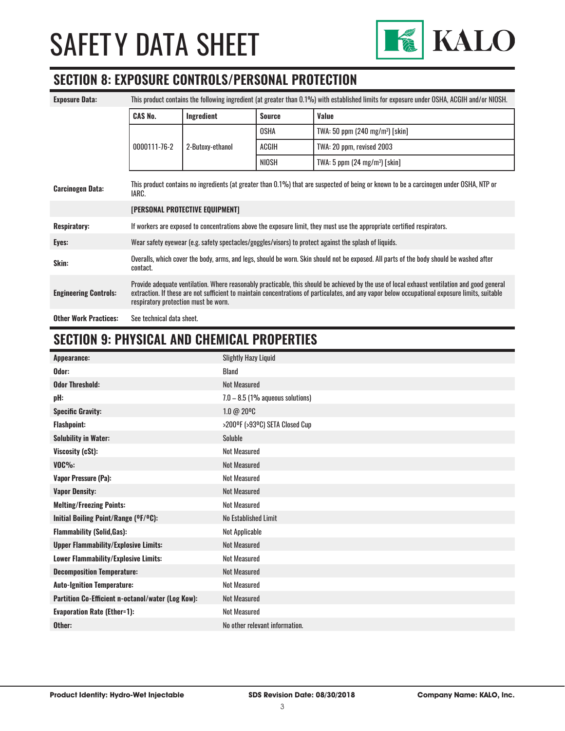# SAFETY DATA SHEET

## SECTION 8: EXPOSURE CONTROLS/PERSONAL PROTECTION

**Exposure Data:** This product contains the following ingredient (at greater than 0.1%) with established limits for exposure under OSHA, ACGIH and/or NIOSH.

| CAS No. | Ingredient | Source | Value |
|---|---|---|---|
| 0000111-76-2 | 2-Butoxy-ethanol | OSHA | TWA: 50 ppm (240 mg/m³) [skin] |
| | | ACGIH | TWA: 20 ppm, revised 2003 |
| | | NIOSH | TWA: 5 ppm (24 mg/m³) [skin] |

| | |
|---|---|
| **Carcinogen Data:** | This product contains no ingredients (at greater than 0.1%) that are suspected of being or known to be a carcinogen under OSHA, NTP or IARC. |
| | **[PERSONAL PROTECTIVE EQUIPMENT]** |
| **Respiratory:** | If workers are exposed to concentrations above the exposure limit, they must use the appropriate certified respirators. |
| **Eyes:** | Wear safety eyewear (e.g. safety spectacles/goggles/visors) to protect against the splash of liquids. |
| **Skin:** | Overalls, which cover the body, arms, and legs, should be worn. Skin should not be exposed. All parts of the body should be washed after contact. |
| **Engineering Controls:** | Provide adequate ventilation. Where reasonably practicable, this should be achieved by the use of local exhaust ventilation and good general extraction. If these are not sufficient to maintain concentrations of particulates, and any vapor below occupational exposure limits, suitable respiratory protection must be worn. |
| **Other Work Practices:** | See technical data sheet. |

## SECTION 9: PHYSICAL AND CHEMICAL PROPERTIES

| | |
|---|---|
| **Appearance:** | Slightly Hazy Liquid |
| **Odor:** | Bland |
| **Odor Threshold:** | Not Measured |
| **pH:** | 7.0 – 8.5 (1% aqueous solutions) |
| **Specific Gravity:** | 1.0 @ 20ºC |
| **Flashpoint:** | >200ºF (>93ºC) SETA Closed Cup |
| **Solubility in Water:** | Soluble |
| **Viscosity (cSt):** | Not Measured |
| **VOC%:** | Not Measured |
| **Vapor Pressure (Pa):** | Not Measured |
| **Vapor Density:** | Not Measured |
| **Melting/Freezing Points:** | Not Measured |
| **Initial Boiling Point/Range (ºF/ºC):** | No Established Limit |
| **Flammability (Solid,Gas):** | Not Applicable |
| **Upper Flammability/Explosive Limits:** | Not Measured |
| **Lower Flammability/Explosive Limits:** | Not Measured |
| **Decomposition Temperature:** | Not Measured |
| **Auto-Ignition Temperature:** | Not Measured |
| **Partition Co-Efficient n-octanol/water (Log Kow):** | Not Measured |
| **Evaporation Rate (Ether=1):** | Not Measured |
| **Other:** | No other relevant information. |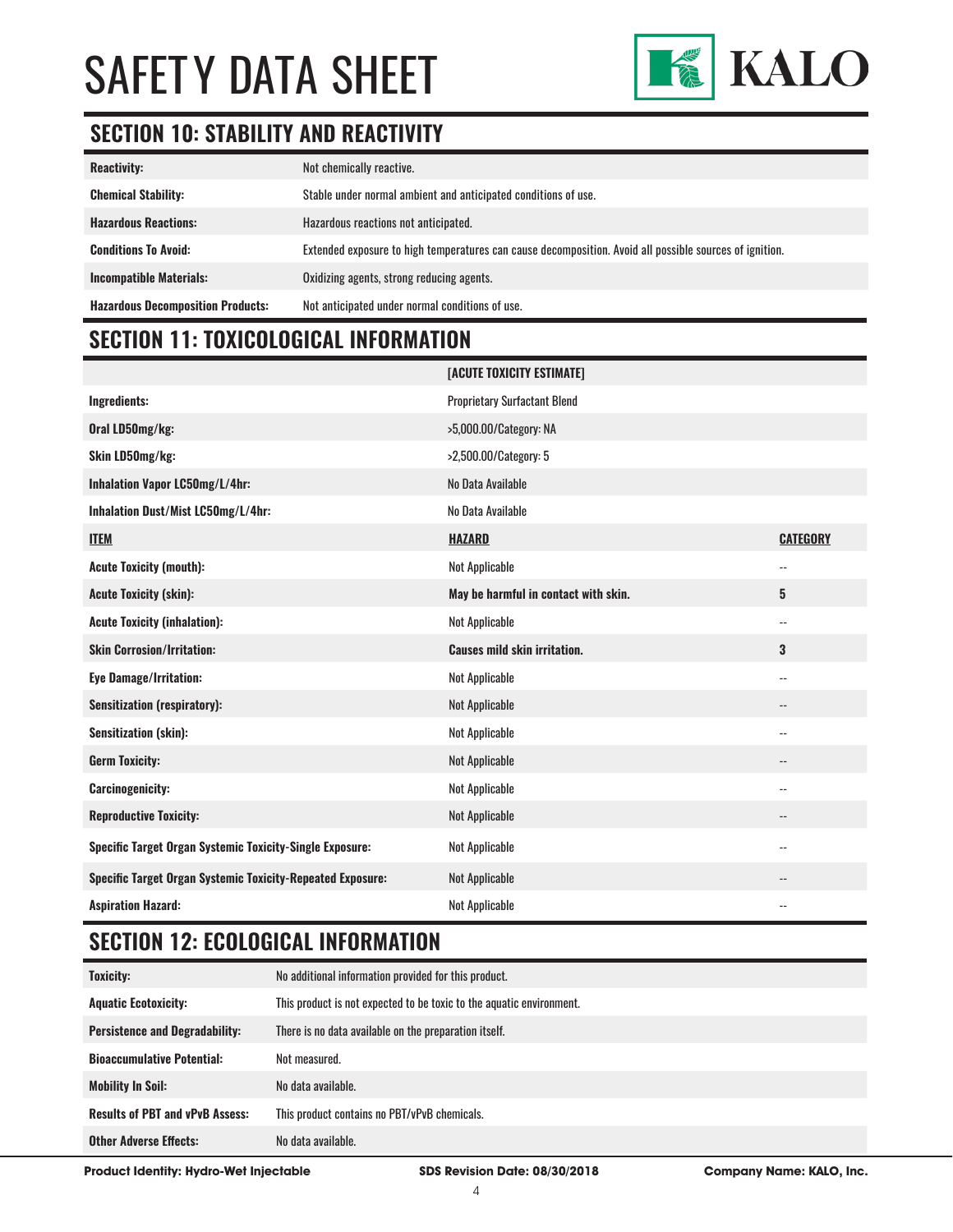# SAFETY DATA SHEET

## SECTION 10: STABILITY AND REACTIVITY

| | |
|---|---|
| **Reactivity:** | Not chemically reactive. |
| **Chemical Stability:** | Stable under normal ambient and anticipated conditions of use. |
| **Hazardous Reactions:** | Hazardous reactions not anticipated. |
| **Conditions To Avoid:** | Extended exposure to high temperatures can cause decomposition. Avoid all possible sources of ignition. |
| **Incompatible Materials:** | Oxidizing agents, strong reducing agents. |
| **Hazardous Decomposition Products:** | Not anticipated under normal conditions of use. |

## SECTION 11: TOXICOLOGICAL INFORMATION

| | **[ACUTE TOXICITY ESTIMATE]** | |
|---|---|---|
| **Ingredients:** | Proprietary Surfactant Blend | |
| **Oral LD50mg/kg:** | >5,000.00/Category: NA | |
| **Skin LD50mg/kg:** | >2,500.00/Category: 5 | |
| **Inhalation Vapor LC50mg/L/4hr:** | No Data Available | |
| **Inhalation Dust/Mist LC50mg/L/4hr:** | No Data Available | |
| **ITEM** | **HAZARD** | **CATEGORY** |
| **Acute Toxicity (mouth):** | Not Applicable | -- |
| **Acute Toxicity (skin):** | **May be harmful in contact with skin.** | **5** |
| **Acute Toxicity (inhalation):** | Not Applicable | -- |
| **Skin Corrosion/Irritation:** | **Causes mild skin irritation.** | **3** |
| **Eye Damage/Irritation:** | Not Applicable | -- |
| **Sensitization (respiratory):** | Not Applicable | -- |
| **Sensitization (skin):** | Not Applicable | -- |
| **Germ Toxicity:** | Not Applicable | -- |
| **Carcinogenicity:** | Not Applicable | -- |
| **Reproductive Toxicity:** | Not Applicable | -- |
| **Specific Target Organ Systemic Toxicity-Single Exposure:** | Not Applicable | -- |
| **Specific Target Organ Systemic Toxicity-Repeated Exposure:** | Not Applicable | -- |
| **Aspiration Hazard:** | Not Applicable | -- |

## SECTION 12: ECOLOGICAL INFORMATION

| | |
|---|---|
| **Toxicity:** | No additional information provided for this product. |
| **Aquatic Ecotoxicity:** | This product is not expected to be toxic to the aquatic environment. |
| **Persistence and Degradability:** | There is no data available on the preparation itself. |
| **Bioaccumulative Potential:** | Not measured. |
| **Mobility In Soil:** | No data available. |
| **Results of PBT and vPvB Assess:** | This product contains no PBT/vPvB chemicals. |
| **Other Adverse Effects:** | No data available. |

**Product Identity: Hydro-Wet Injectable** **SDS Revision Date: 08/30/2018** **Company Name: KALO, Inc.**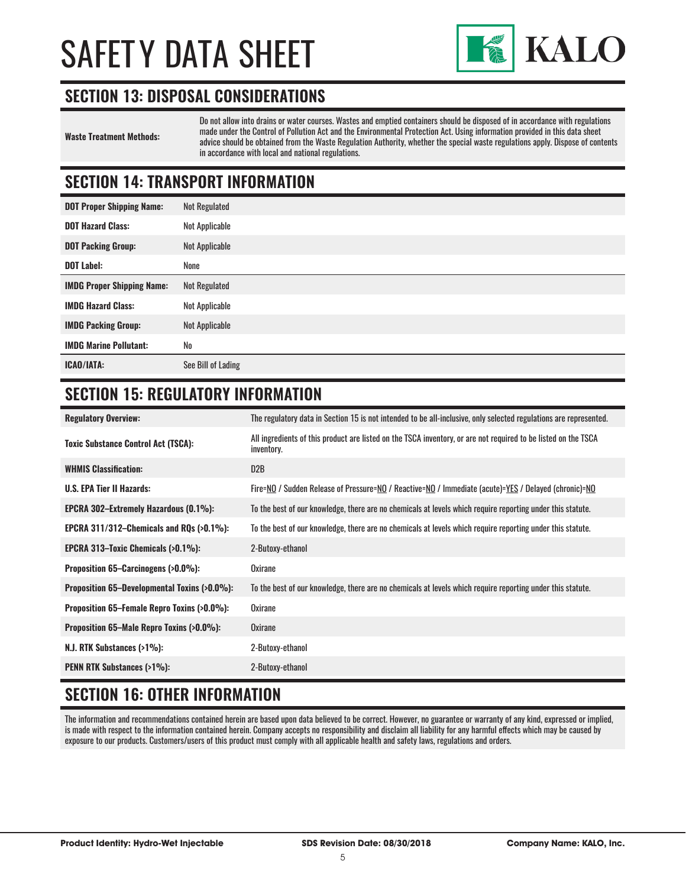# SAFETY DATA SHEET

## SECTION 13: DISPOSAL CONSIDERATIONS

| | |
|---|---|
| **Waste Treatment Methods:** | Do not allow into drains or water courses. Wastes and emptied containers should be disposed of in accordance with regulations made under the Control of Pollution Act and the Environmental Protection Act. Using information provided in this data sheet advice should be obtained from the Waste Regulation Authority, whether the special waste regulations apply. Dispose of contents in accordance with local and national regulations. |

## SECTION 14: TRANSPORT INFORMATION

| | |
|---|---|
| **DOT Proper Shipping Name:** | Not Regulated |
| **DOT Hazard Class:** | Not Applicable |
| **DOT Packing Group:** | Not Applicable |
| **DOT Label:** | None |
| **IMDG Proper Shipping Name:** | Not Regulated |
| **IMDG Hazard Class:** | Not Applicable |
| **IMDG Packing Group:** | Not Applicable |
| **IMDG Marine Pollutant:** | No |
| **ICAO/IATA:** | See Bill of Lading |

## SECTION 15: REGULATORY INFORMATION

| | |
|---|---|
| **Regulatory Overview:** | The regulatory data in Section 15 is not intended to be all-inclusive, only selected regulations are represented. |
| **Toxic Substance Control Act (TSCA):** | All ingredients of this product are listed on the TSCA inventory, or are not required to be listed on the TSCA inventory. |
| **WHMIS Classification:** | D2B |
| **U.S. EPA Tier II Hazards:** | Fire=NO / Sudden Release of Pressure=NO / Reactive=NO / Immediate (acute)=YES / Delayed (chronic)=NO |
| **EPCRA 302–Extremely Hazardous (0.1%):** | To the best of our knowledge, there are no chemicals at levels which require reporting under this statute. |
| **EPCRA 311/312–Chemicals and RQs (>0.1%):** | To the best of our knowledge, there are no chemicals at levels which require reporting under this statute. |
| **EPCRA 313–Toxic Chemicals (>0.1%):** | 2-Butoxy-ethanol |
| **Proposition 65–Carcinogens (>0.0%):** | Oxirane |
| **Proposition 65–Developmental Toxins (>0.0%):** | To the best of our knowledge, there are no chemicals at levels which require reporting under this statute. |
| **Proposition 65–Female Repro Toxins (>0.0%):** | Oxirane |
| **Proposition 65–Male Repro Toxins (>0.0%):** | Oxirane |
| **N.J. RTK Substances (>1%):** | 2-Butoxy-ethanol |
| **PENN RTK Substances (>1%):** | 2-Butoxy-ethanol |

## SECTION 16: OTHER INFORMATION

The information and recommendations contained herein are based upon data believed to be correct. However, no guarantee or warranty of any kind, expressed or implied, is made with respect to the information contained herein. Company accepts no responsibility and disclaim all liability for any harmful effects which may be caused by exposure to our products. Customers/users of this product must comply with all applicable health and safety laws, regulations and orders.

**Product Identity: Hydro-Wet Injectable** | **SDS Revision Date: 08/30/2018** | **Company Name: KALO, Inc.**